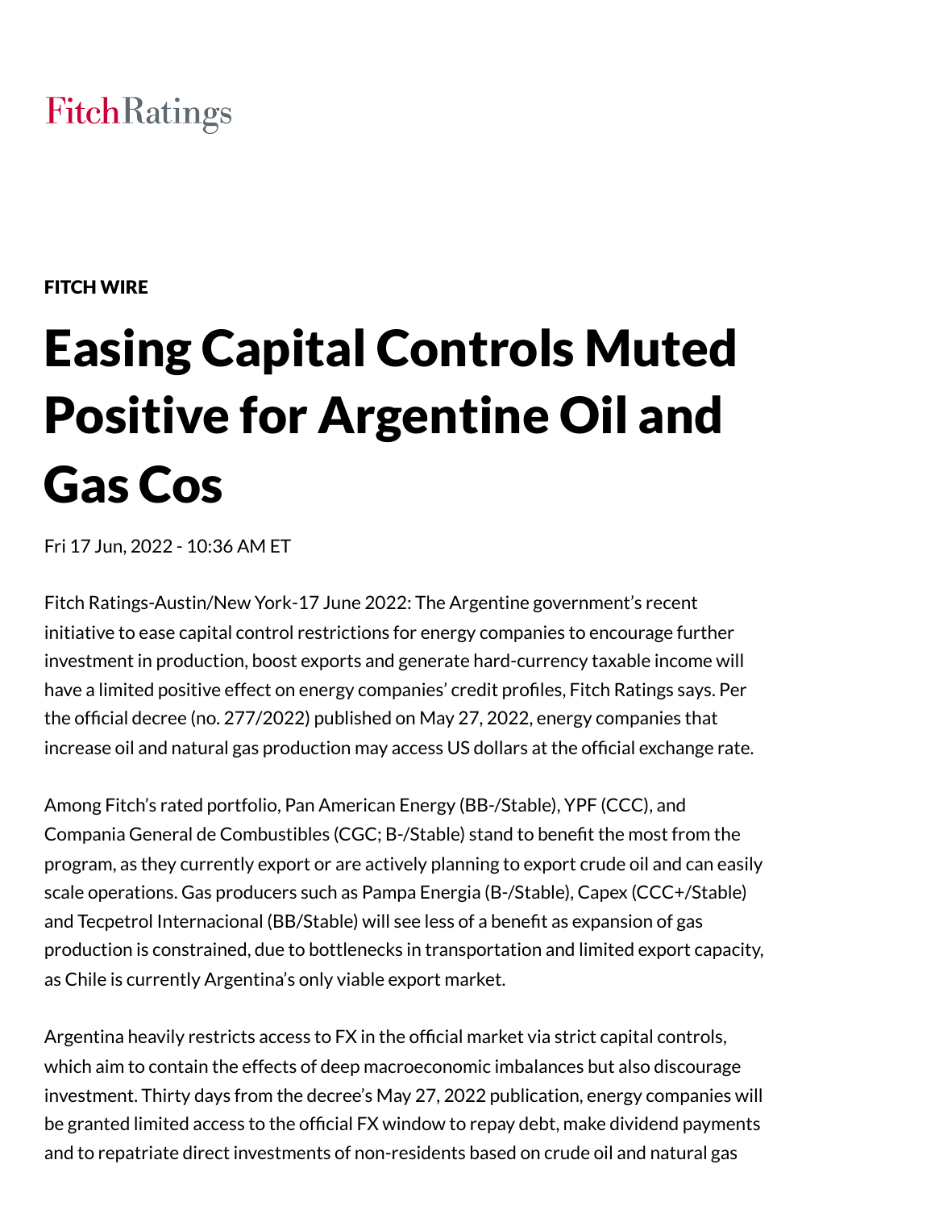FitchRatings

FITCH WIRE

# Easing Capital Controls Muted Positive for Argentine Oil and Gas Cos

Fri 17 Jun, 2022 - 10:36 AM ET

Fitch Ratings-Austin/New York-17 June 2022: The Argentine government's recent initiative to ease capital control restrictions for energy companies to encourage further investment in production, boost exports and generate hard-currency taxable income will have a limited positive effect on energy companies' credit profiles, Fitch Ratings says. Per the official decree (no. 277/2022) published on May 27, 2022, energy companies that increase oil and natural gas production may access US dollars at the official exchange rate.

Among Fitch's rated portfolio, Pan American Energy (BB-/Stable), YPF (CCC), and Compania General de Combustibles (CGC; B-/Stable) stand to benefit the most from the program, as they currently export or are actively planning to export crude oil and can easily scale operations. Gas producers such as Pampa Energia (B-/Stable), Capex (CCC+/Stable) and Tecpetrol Internacional (BB/Stable) will see less of a benefit as expansion of gas production is constrained, due to bottlenecks in transportation and limited export capacity, as Chile is currently Argentina's only viable export market.

Argentina heavily restricts access to FX in the official market via strict capital controls, which aim to contain the effects of deep macroeconomic imbalances but also discourage investment. Thirty days from the decree's May 27, 2022 publication, energy companies will be granted limited access to the official FX window to repay debt, make dividend payments and to repatriate direct investments of non-residents based on crude oil and natural gas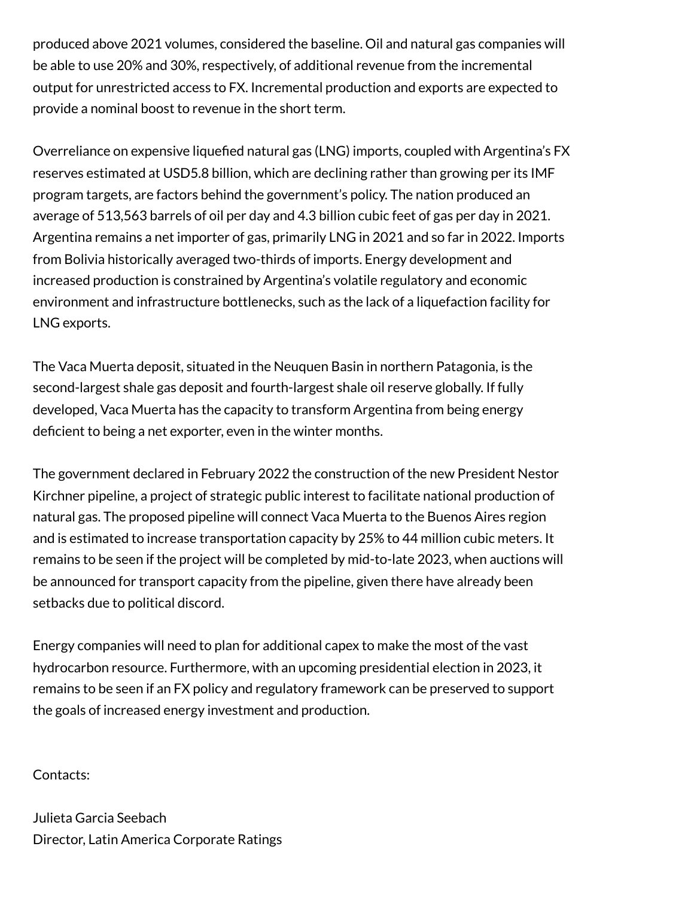produced above 2021 volumes, considered the baseline. Oil and natural gas companies will be able to use 20% and 30%, respectively, of additional revenue from the incremental output for unrestricted access to FX. Incremental production and exports are expected to provide a nominal boost to revenue in the short term.

Overreliance on expensive liquefied natural gas (LNG) imports, coupled with Argentina's FX reserves estimated at USD5.8 billion, which are declining rather than growing per its IMF program targets, are factors behind the government's policy. The nation produced an average of 513,563 barrels of oil per day and 4.3 billion cubic feet of gas per day in 2021. Argentina remains a net importer of gas, primarily LNG in 2021 and so far in 2022. Imports from Bolivia historically averaged two-thirds of imports. Energy development and increased production is constrained by Argentina's volatile regulatory and economic environment and infrastructure bottlenecks, such as the lack of a liquefaction facility for LNG exports.

The Vaca Muerta deposit, situated in the Neuquen Basin in northern Patagonia, is the second-largest shale gas deposit and fourth-largest shale oil reserve globally. If fully developed, Vaca Muerta has the capacity to transform Argentina from being energy deficient to being a net exporter, even in the winter months.

The government declared in February 2022 the construction of the new President Nestor Kirchner pipeline, a project of strategic public interest to facilitate national production of natural gas. The proposed pipeline will connect Vaca Muerta to the Buenos Aires region and is estimated to increase transportation capacity by 25% to 44 million cubic meters. It remains to be seen if the project will be completed by mid-to-late 2023, when auctions will be announced for transport capacity from the pipeline, given there have already been setbacks due to political discord.

Energy companies will need to plan for additional capex to make the most of the vast hydrocarbon resource. Furthermore, with an upcoming presidential election in 2023, it remains to be seen if an FX policy and regulatory framework can be preserved to support the goals of increased energy investment and production.

Contacts:

Julieta Garcia Seebach
Director, Latin America Corporate Ratings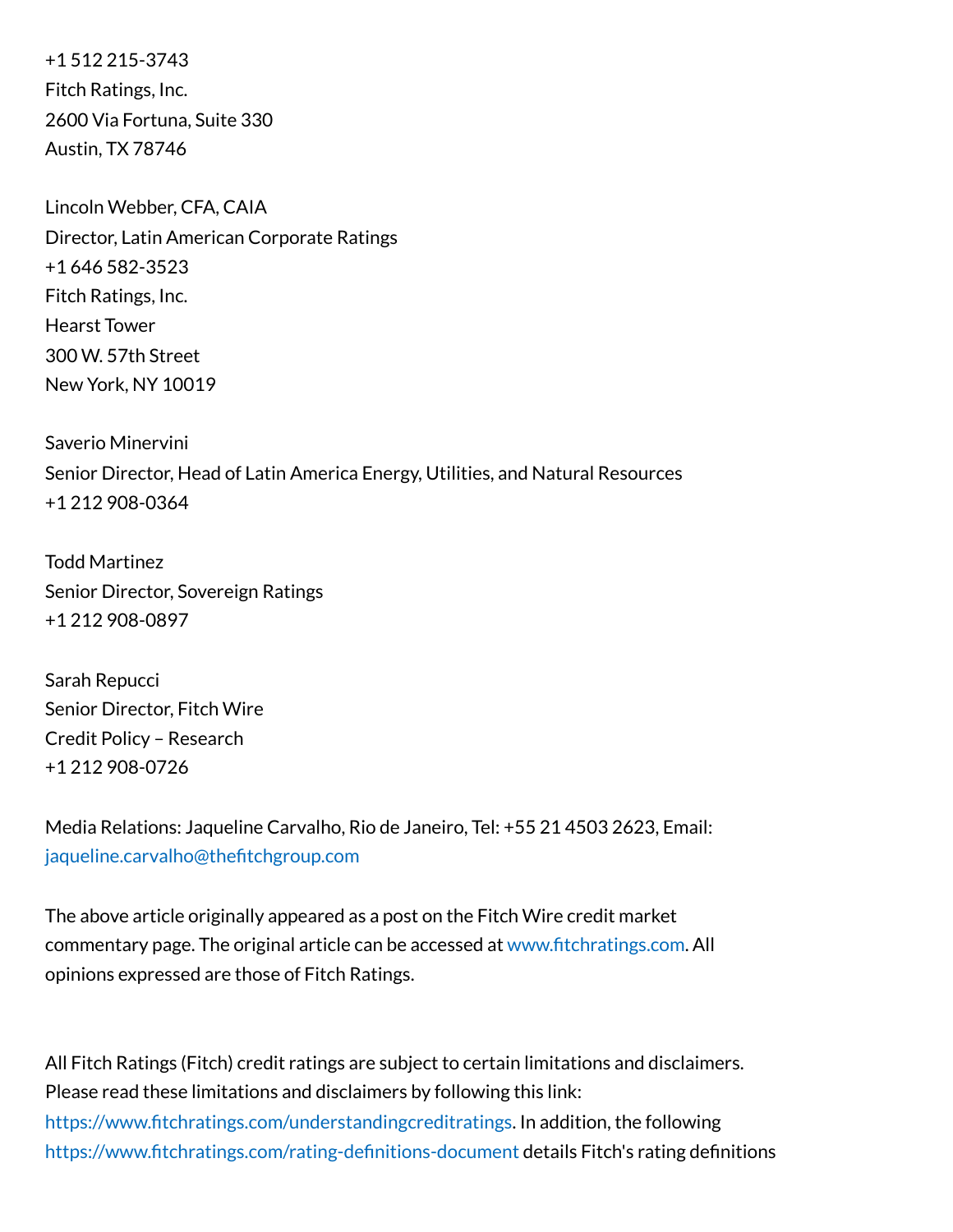+1 512 215-3743
Fitch Ratings, Inc.
2600 Via Fortuna, Suite 330
Austin, TX 78746

Lincoln Webber, CFA, CAIA
Director, Latin American Corporate Ratings
+1 646 582-3523
Fitch Ratings, Inc.
Hearst Tower
300 W. 57th Street
New York, NY 10019

Saverio Minervini
Senior Director, Head of Latin America Energy, Utilities, and Natural Resources
+1 212 908-0364

Todd Martinez
Senior Director, Sovereign Ratings
+1 212 908-0897

Sarah Repucci
Senior Director, Fitch Wire
Credit Policy – Research
+1 212 908-0726

Media Relations: Jaqueline Carvalho, Rio de Janeiro, Tel: +55 21 4503 2623, Email: jaqueline.carvalho@thefitchgroup.com

The above article originally appeared as a post on the Fitch Wire credit market commentary page. The original article can be accessed at www.fitchratings.com. All opinions expressed are those of Fitch Ratings.

All Fitch Ratings (Fitch) credit ratings are subject to certain limitations and disclaimers. Please read these limitations and disclaimers by following this link: https://www.fitchratings.com/understandingcreditratings. In addition, the following https://www.fitchratings.com/rating-definitions-document details Fitch's rating definitions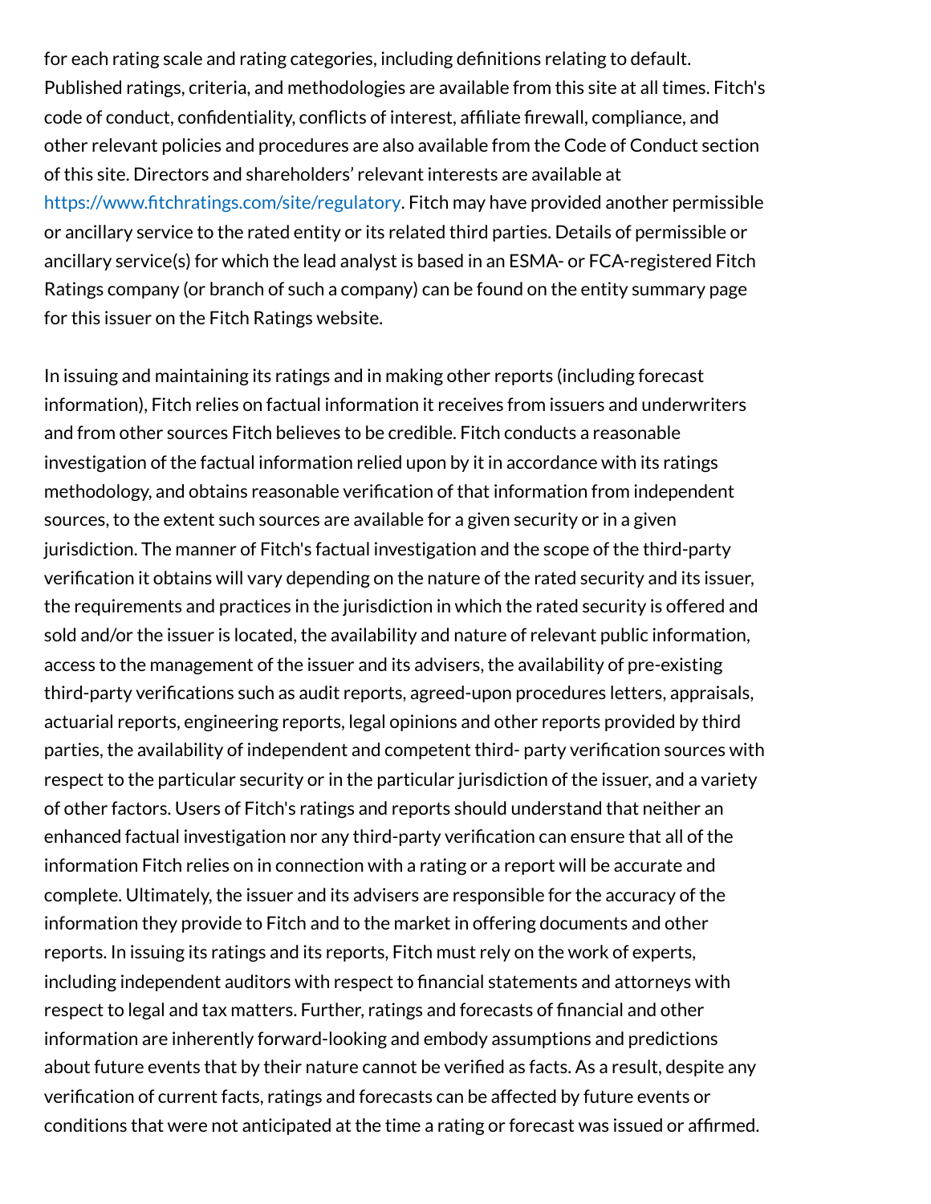for each rating scale and rating categories, including definitions relating to default. Published ratings, criteria, and methodologies are available from this site at all times. Fitch's code of conduct, confidentiality, conflicts of interest, affiliate firewall, compliance, and other relevant policies and procedures are also available from the Code of Conduct section of this site. Directors and shareholders' relevant interests are available at https://www.fitchratings.com/site/regulatory. Fitch may have provided another permissible or ancillary service to the rated entity or its related third parties. Details of permissible or ancillary service(s) for which the lead analyst is based in an ESMA- or FCA-registered Fitch Ratings company (or branch of such a company) can be found on the entity summary page for this issuer on the Fitch Ratings website.

In issuing and maintaining its ratings and in making other reports (including forecast information), Fitch relies on factual information it receives from issuers and underwriters and from other sources Fitch believes to be credible. Fitch conducts a reasonable investigation of the factual information relied upon by it in accordance with its ratings methodology, and obtains reasonable verification of that information from independent sources, to the extent such sources are available for a given security or in a given jurisdiction. The manner of Fitch's factual investigation and the scope of the third-party verification it obtains will vary depending on the nature of the rated security and its issuer, the requirements and practices in the jurisdiction in which the rated security is offered and sold and/or the issuer is located, the availability and nature of relevant public information, access to the management of the issuer and its advisers, the availability of pre-existing third-party verifications such as audit reports, agreed-upon procedures letters, appraisals, actuarial reports, engineering reports, legal opinions and other reports provided by third parties, the availability of independent and competent third- party verification sources with respect to the particular security or in the particular jurisdiction of the issuer, and a variety of other factors. Users of Fitch's ratings and reports should understand that neither an enhanced factual investigation nor any third-party verification can ensure that all of the information Fitch relies on in connection with a rating or a report will be accurate and complete. Ultimately, the issuer and its advisers are responsible for the accuracy of the information they provide to Fitch and to the market in offering documents and other reports. In issuing its ratings and its reports, Fitch must rely on the work of experts, including independent auditors with respect to financial statements and attorneys with respect to legal and tax matters. Further, ratings and forecasts of financial and other information are inherently forward-looking and embody assumptions and predictions about future events that by their nature cannot be verified as facts. As a result, despite any verification of current facts, ratings and forecasts can be affected by future events or conditions that were not anticipated at the time a rating or forecast was issued or affirmed.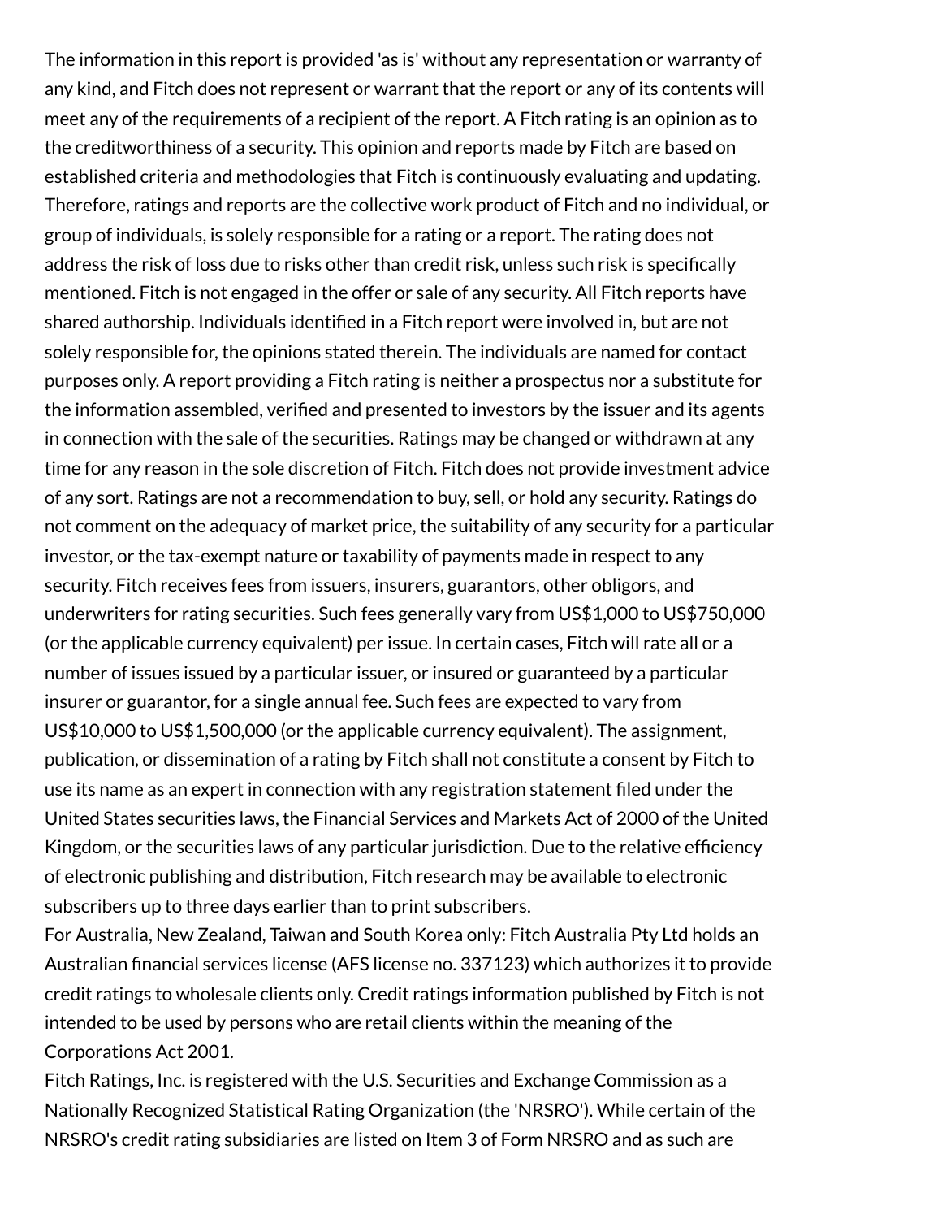The information in this report is provided 'as is' without any representation or warranty of any kind, and Fitch does not represent or warrant that the report or any of its contents will meet any of the requirements of a recipient of the report. A Fitch rating is an opinion as to the creditworthiness of a security. This opinion and reports made by Fitch are based on established criteria and methodologies that Fitch is continuously evaluating and updating. Therefore, ratings and reports are the collective work product of Fitch and no individual, or group of individuals, is solely responsible for a rating or a report. The rating does not address the risk of loss due to risks other than credit risk, unless such risk is specifically mentioned. Fitch is not engaged in the offer or sale of any security. All Fitch reports have shared authorship. Individuals identified in a Fitch report were involved in, but are not solely responsible for, the opinions stated therein. The individuals are named for contact purposes only. A report providing a Fitch rating is neither a prospectus nor a substitute for the information assembled, verified and presented to investors by the issuer and its agents in connection with the sale of the securities. Ratings may be changed or withdrawn at any time for any reason in the sole discretion of Fitch. Fitch does not provide investment advice of any sort. Ratings are not a recommendation to buy, sell, or hold any security. Ratings do not comment on the adequacy of market price, the suitability of any security for a particular investor, or the tax-exempt nature or taxability of payments made in respect to any security. Fitch receives fees from issuers, insurers, guarantors, other obligors, and underwriters for rating securities. Such fees generally vary from US$1,000 to US$750,000 (or the applicable currency equivalent) per issue. In certain cases, Fitch will rate all or a number of issues issued by a particular issuer, or insured or guaranteed by a particular insurer or guarantor, for a single annual fee. Such fees are expected to vary from US$10,000 to US$1,500,000 (or the applicable currency equivalent). The assignment, publication, or dissemination of a rating by Fitch shall not constitute a consent by Fitch to use its name as an expert in connection with any registration statement filed under the United States securities laws, the Financial Services and Markets Act of 2000 of the United Kingdom, or the securities laws of any particular jurisdiction. Due to the relative efficiency of electronic publishing and distribution, Fitch research may be available to electronic subscribers up to three days earlier than to print subscribers.

For Australia, New Zealand, Taiwan and South Korea only: Fitch Australia Pty Ltd holds an Australian financial services license (AFS license no. 337123) which authorizes it to provide credit ratings to wholesale clients only. Credit ratings information published by Fitch is not intended to be used by persons who are retail clients within the meaning of the Corporations Act 2001.

Fitch Ratings, Inc. is registered with the U.S. Securities and Exchange Commission as a Nationally Recognized Statistical Rating Organization (the 'NRSRO'). While certain of the NRSRO's credit rating subsidiaries are listed on Item 3 of Form NRSRO and as such are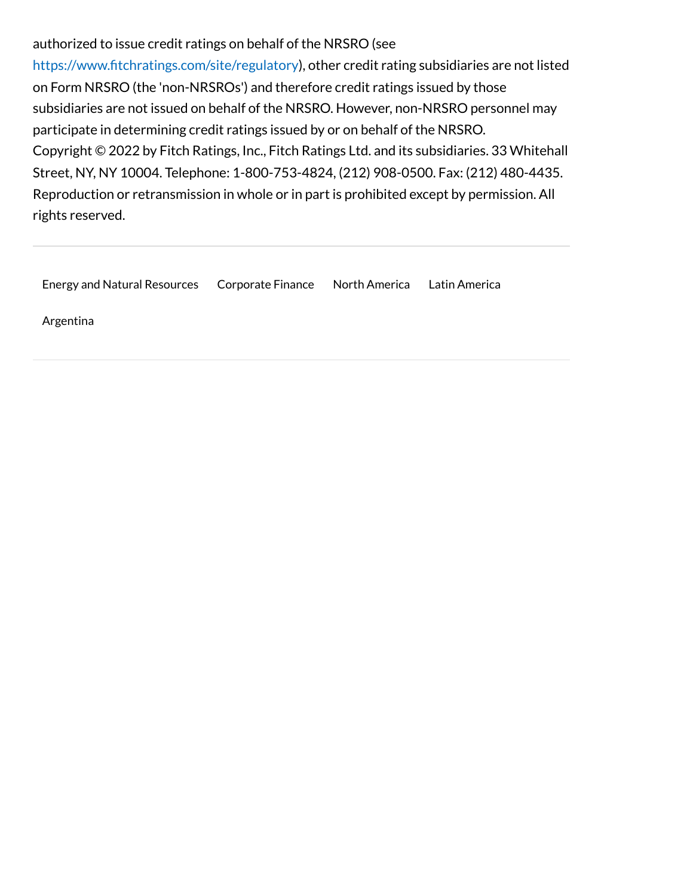authorized to issue credit ratings on behalf of the NRSRO (see https://www.fitchratings.com/site/regulatory), other credit rating subsidiaries are not listed on Form NRSRO (the 'non-NRSROs') and therefore credit ratings issued by those subsidiaries are not issued on behalf of the NRSRO. However, non-NRSRO personnel may participate in determining credit ratings issued by or on behalf of the NRSRO.
Copyright © 2022 by Fitch Ratings, Inc., Fitch Ratings Ltd. and its subsidiaries. 33 Whitehall Street, NY, NY 10004. Telephone: 1-800-753-4824, (212) 908-0500. Fax: (212) 480-4435. Reproduction or retransmission in whole or in part is prohibited except by permission. All rights reserved.

---

Energy and Natural Resources    Corporate Finance    North America    Latin America

Argentina